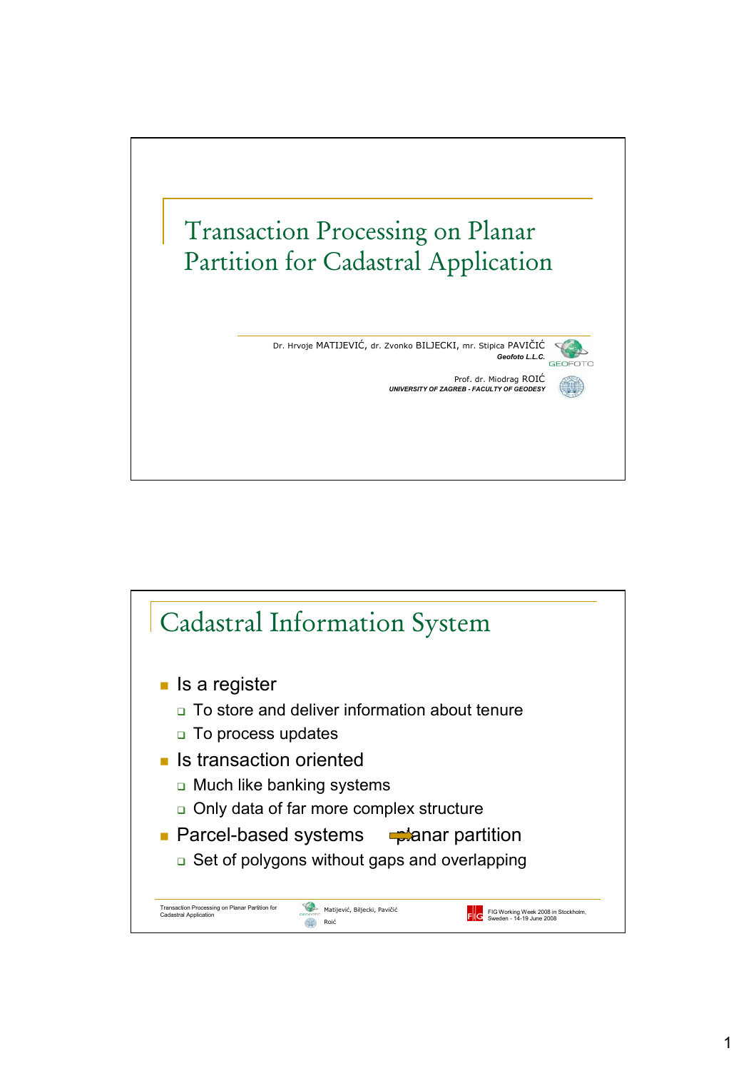# Transaction Processing on Planar Partition for Cadastral Application

Dr. Hrvoje MATIJEVIĆ, dr. Zvonko BILJECKI, mr. Stipica PAVIČIĆ
***Geofoto L.L.C.***

Prof. dr. Miodrag ROIĆ
***UNIVERSITY OF ZAGREB - FACULTY OF GEODESY***

## Cadastral Information System

- Is a register
  - To store and deliver information about tenure
  - To process updates
- Is transaction oriented
  - Much like banking systems
  - Only data of far more complex structure
- Parcel-based systems → planar partition
  - Set of polygons without gaps and overlapping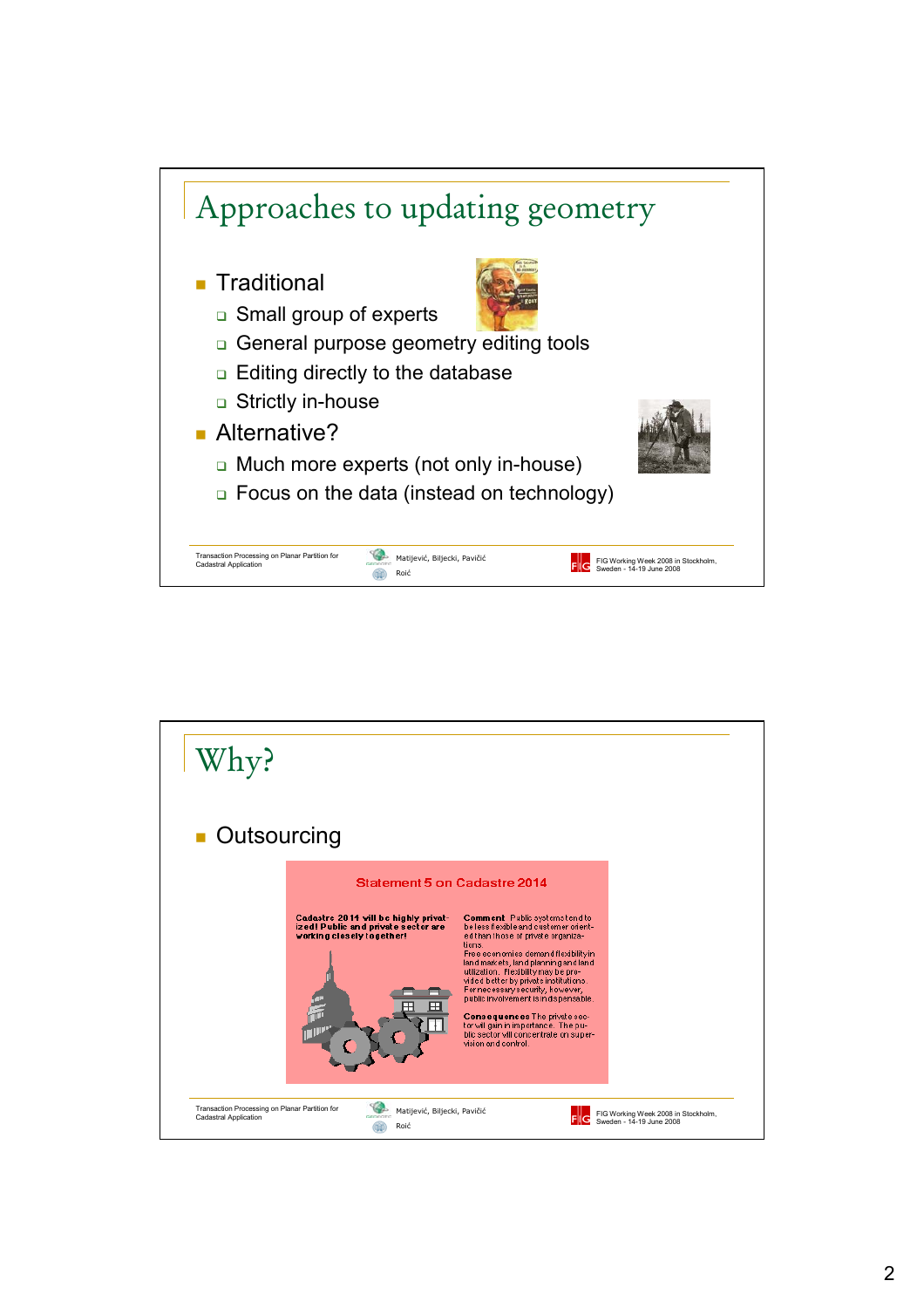## Approaches to updating geometry

- Traditional
  - Small group of experts
  - General purpose geometry editing tools
  - Editing directly to the database
  - Strictly in-house
- Alternative?
  - Much more experts (not only in-house)
  - Focus on the data (instead on technology)

## Why?

- Outsourcing

**Statement 5 on Cadastre 2014**

**Cadastre 2014 will be highly privatized! Public and private sector are working closely together!**

**Comment** Public systems tend to be less flexible and customer oriented than those of private organizations.
Free economies demand flexibility in land markets, land planning and land utilization. Flexibility may be provided better by private institutions. For necessary security, however, public involvement is indispensable.

**Consequences** The private sector will gain in importance. The public sector will concentrate on supervision and control.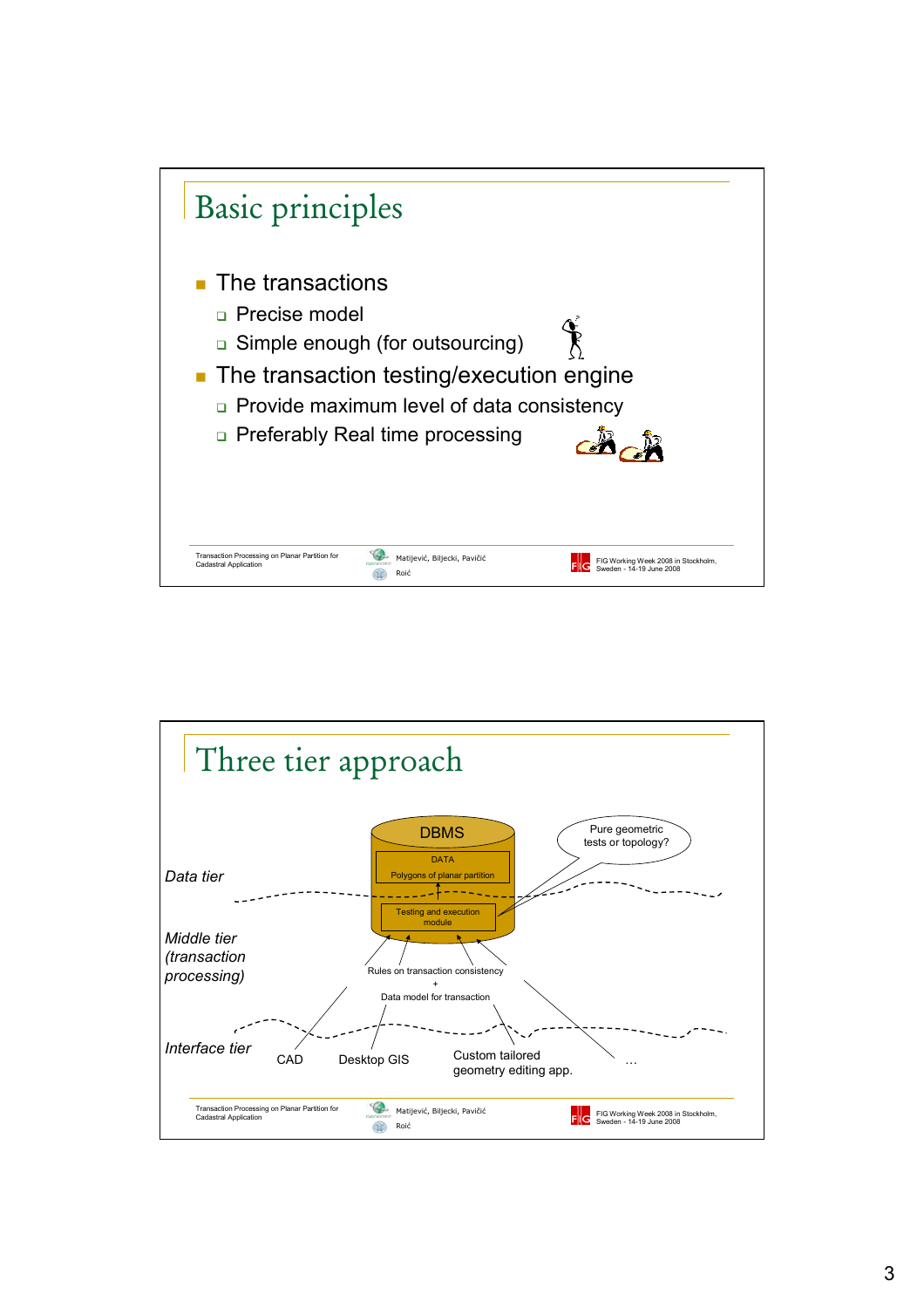## Basic principles

- The transactions
  - Precise model
  - Simple enough (for outsourcing)
- The transaction testing/execution engine
  - Provide maximum level of data consistency
  - Preferably Real time processing

## Three tier approach

*Data tier*

DBMS

DATA

Polygons of planar partition

Pure geometric tests or topology?

*Middle tier (transaction processing)*

Testing and execution module

Rules on transaction consistency
+
Data model for transaction

*Interface tier*

CAD

Desktop GIS

Custom tailored geometry editing app.

…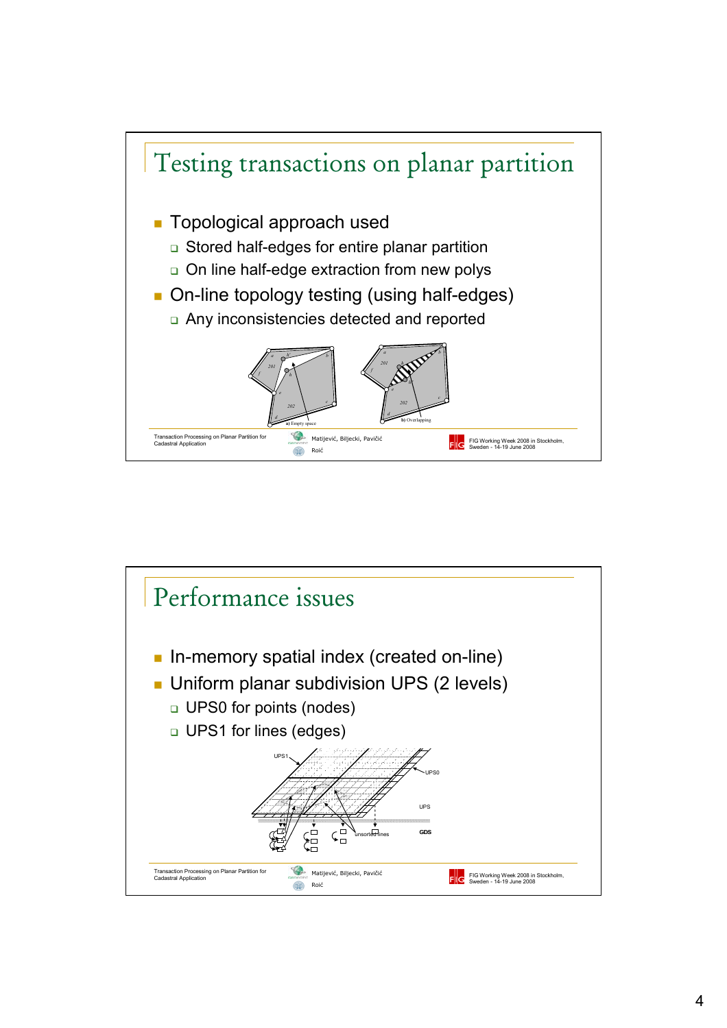## Testing transactions on planar partition

- Topological approach used
  - Stored half-edges for entire planar partition
  - On line half-edge extraction from new polys
- On-line topology testing (using half-edges)
  - Any inconsistencies detected and reported

a) Empty space

b) Overlapping

## Performance issues

- In-memory spatial index (created on-line)
- Uniform planar subdivision UPS (2 levels)
  - UPS0 for points (nodes)
  - UPS1 for lines (edges)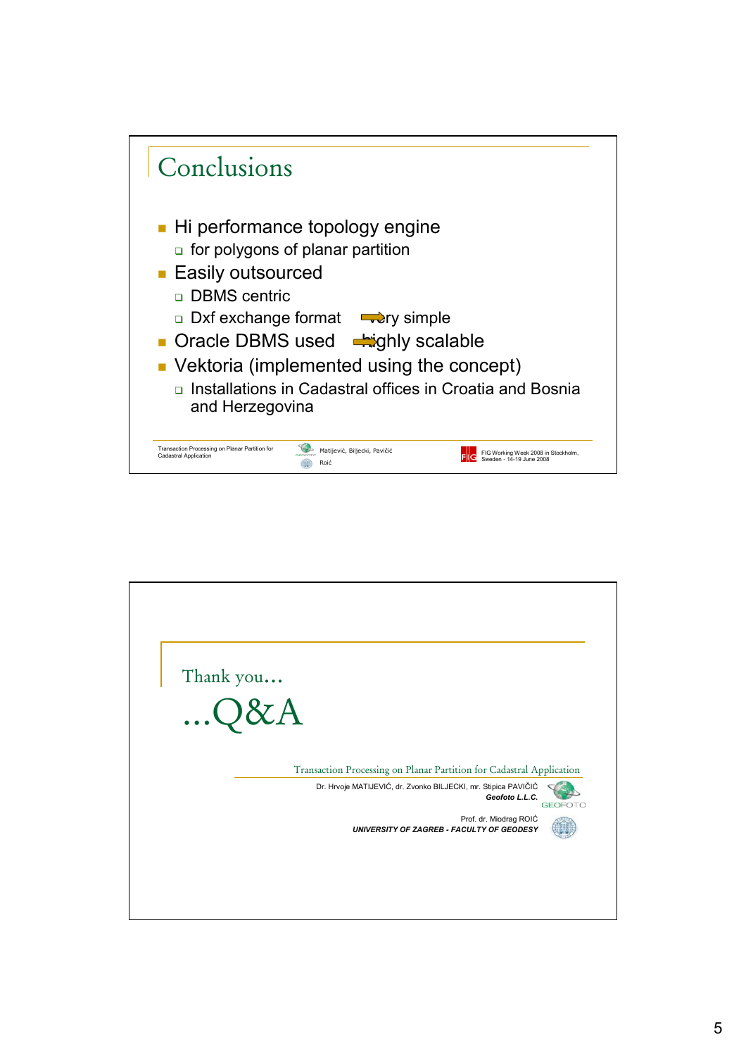# Conclusions

- Hi performance topology engine
  - for polygons of planar partition
- Easily outsourced
  - DBMS centric
  - Dxf exchange format ➡ very simple
- Oracle DBMS used ➡ highly scalable
- Vektoria (implemented using the concept)
  - Installations in Cadastral offices in Croatia and Bosnia and Herzegovina

Transaction Processing on Planar Partition for Cadastral Application — Matijević, Biljecki, Pavičić, Roić — FIG Working Week 2008 in Stockholm, Sweden - 14-19 June 2008

---

Thank you…

# …Q&A

Transaction Processing on Planar Partition for Cadastral Application

Dr. Hrvoje MATIJEVIĆ, dr. Zvonko BILJECKI, mr. Stipica PAVIČIĆ
***Geofoto L.L.C.***

Prof. dr. Miodrag ROIĆ
***UNIVERSITY OF ZAGREB - FACULTY OF GEODESY***